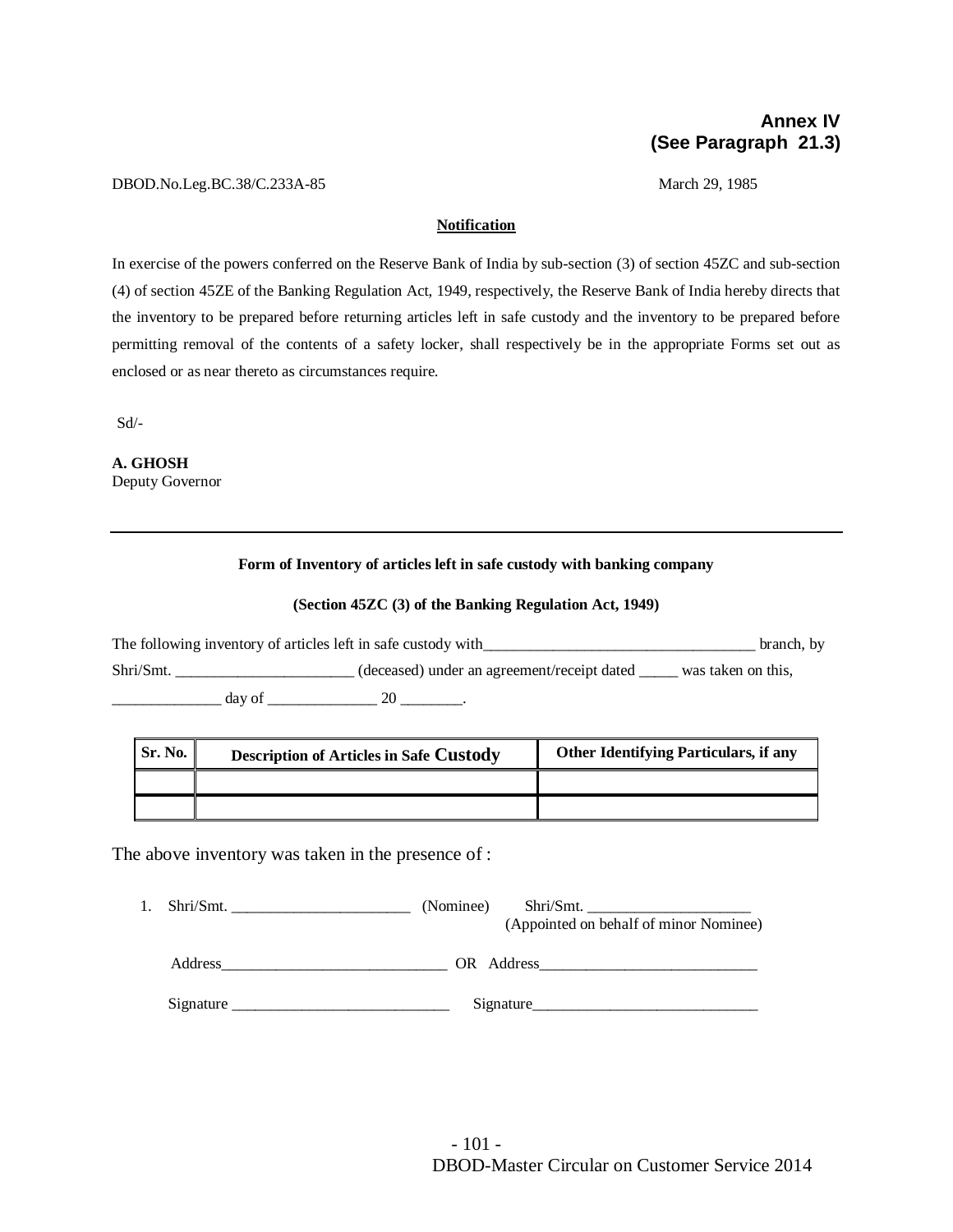**Annex IV**
**(See Paragraph 21.3)**

DBOD.No.Leg.BC.38/C.233A-85 March 29, 1985

**Notification**

In exercise of the powers conferred on the Reserve Bank of India by sub-section (3) of section 45ZC and sub-section (4) of section 45ZE of the Banking Regulation Act, 1949, respectively, the Reserve Bank of India hereby directs that the inventory to be prepared before returning articles left in safe custody and the inventory to be prepared before permitting removal of the contents of a safety locker, shall respectively be in the appropriate Forms set out as enclosed or as near thereto as circumstances require.

Sd/-

**A. GHOSH**
Deputy Governor

---

**Form of Inventory of articles left in safe custody with banking company**

**(Section 45ZC (3) of the Banking Regulation Act, 1949)**

The following inventory of articles left in safe custody with__________________________________ branch, by Shri/Smt. _______________________ (deceased) under an agreement/receipt dated _____ was taken on this, ______________ day of ______________ 20 ________.

| Sr. No. | Description of Articles in Safe Custody | Other Identifying Particulars, if any |
|---|---|---|
| | | |
| | | |

The above inventory was taken in the presence of :

1. Shri/Smt. _______________________ (Nominee) Shri/Smt. _____________________ (Appointed on behalf of minor Nominee)

   Address_____________________________ OR Address____________________________

   Signature ____________________________ Signature_____________________________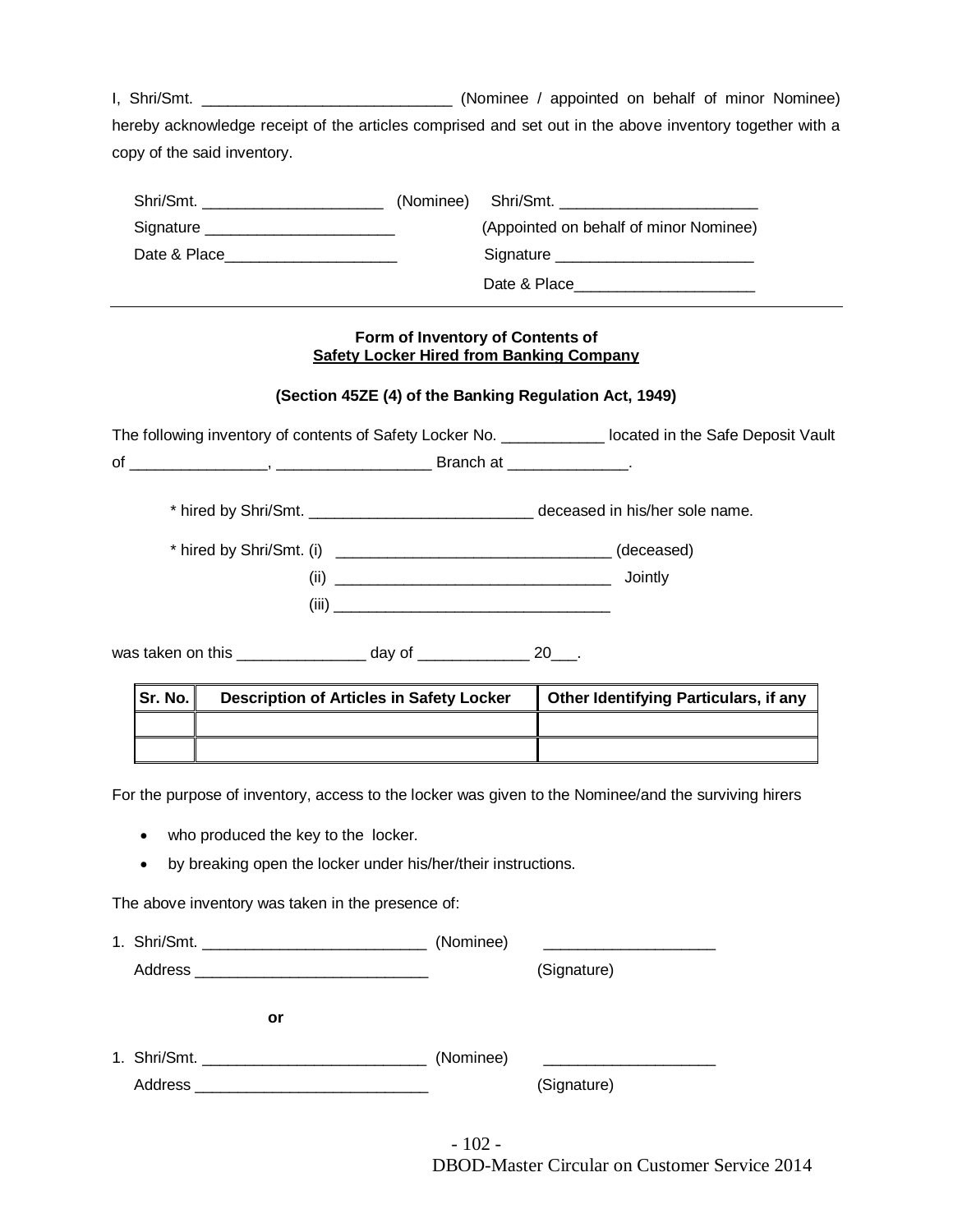I, Shri/Smt. ____________________________ (Nominee / appointed on behalf of minor Nominee) hereby acknowledge receipt of the articles comprised and set out in the above inventory together with a copy of the said inventory.

Shri/Smt. ____________________ (Nominee) Shri/Smt. ______________________
Signature _____________________ (Appointed on behalf of minor Nominee)
Date & Place___________________ Signature ______________________
Date & Place____________________

---

**Form of Inventory of Contents of**
**<u>Safety Locker Hired from Banking Company</u>**

**(Section 45ZE (4) of the Banking Regulation Act, 1949)**

The following inventory of contents of Safety Locker No. ___________ located in the Safe Deposit Vault of _______________, _________________ Branch at _____________.

\* hired by Shri/Smt. _________________________ deceased in his/her sole name.

\* hired by Shri/Smt. (i) ______________________________ (deceased)
(ii) ______________________________ Jointly
(iii) ______________________________

was taken on this ______________ day of ____________ 20___.

| Sr. No. | Description of Articles in Safety Locker | Other Identifying Particulars, if any |
|---|---|---|
| | | |
| | | |

For the purpose of inventory, access to the locker was given to the Nominee/and the surviving hirers

- who produced the key to the locker.
- by breaking open the locker under his/her/their instructions.

The above inventory was taken in the presence of:

1. Shri/Smt. _________________________ (Nominee) ___________________
   Address __________________________ (Signature)

**or**

1. Shri/Smt. _________________________ (Nominee) ___________________
   Address __________________________ (Signature)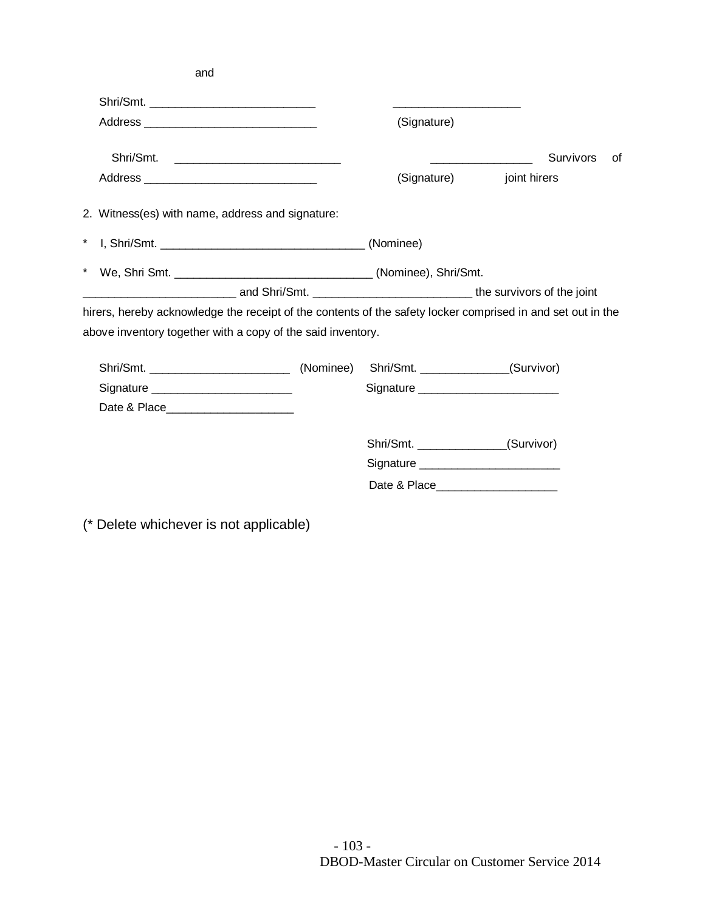and

Shri/Smt. __________________________ ____________________

Address ___________________________ (Signature)

Shri/Smt. __________________________ ________________ Survivors of

Address ___________________________ (Signature) joint hirers

2. Witness(es) with name, address and signature:

* I, Shri/Smt. ________________________________ (Nominee)

* We, Shri Smt. _______________________________ (Nominee), Shri/Smt. ________________________ and Shri/Smt. ________________________ the survivors of the joint hirers, hereby acknowledge the receipt of the contents of the safety locker comprised in and set out in the above inventory together with a copy of the said inventory.

Shri/Smt. ______________________ (Nominee)
Signature ______________________
Date & Place___________________

Shri/Smt. ______________(Survivor)
Signature ______________________

Shri/Smt. ______________(Survivor)
Signature ______________________
Date & Place___________________

(* Delete whichever is not applicable)